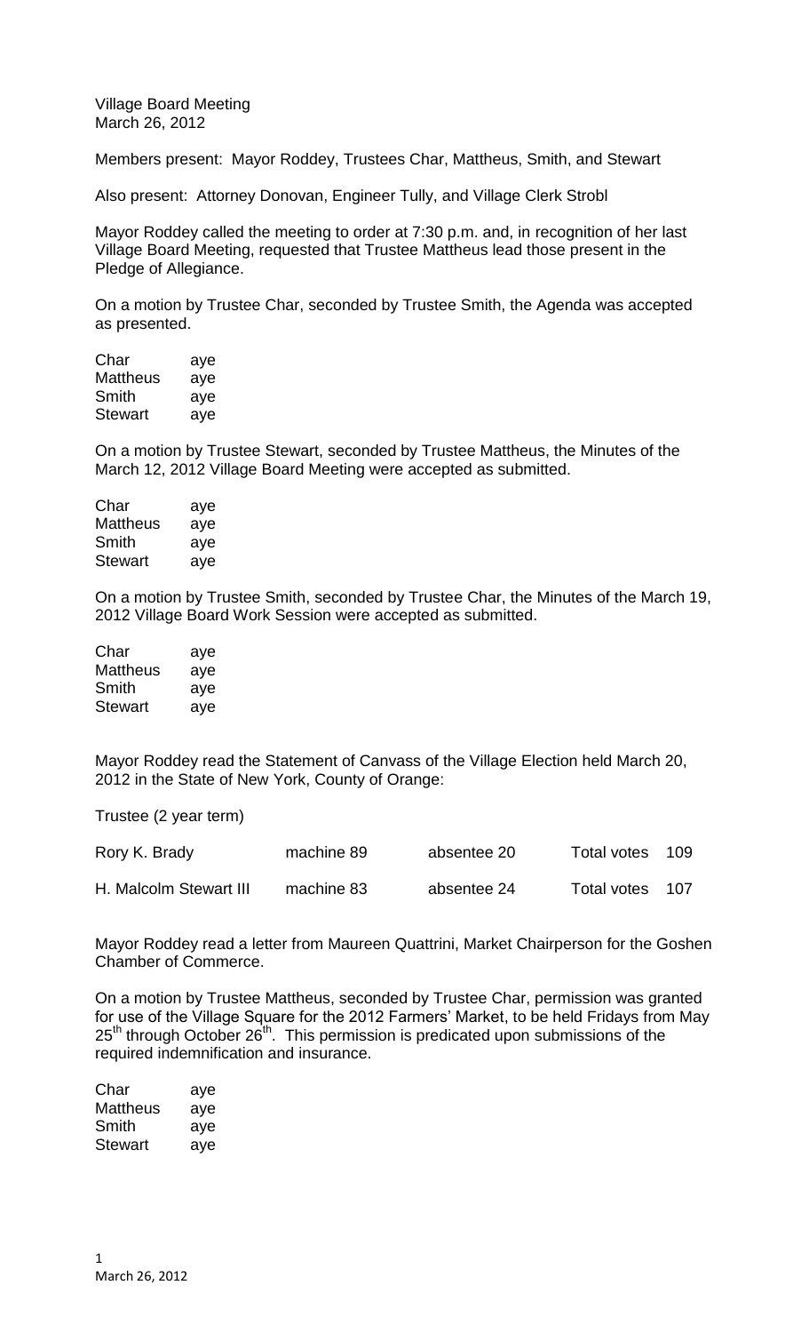Village Board Meeting
March 26, 2012

Members present: Mayor Roddey, Trustees Char, Mattheus, Smith, and Stewart

Also present: Attorney Donovan, Engineer Tully, and Village Clerk Strobl

Mayor Roddey called the meeting to order at 7:30 p.m. and, in recognition of her last Village Board Meeting, requested that Trustee Mattheus lead those present in the Pledge of Allegiance.

On a motion by Trustee Char, seconded by Trustee Smith, the Agenda was accepted as presented.

| | |
|---|---|
| Char | aye |
| Mattheus | aye |
| Smith | aye |
| Stewart | aye |

On a motion by Trustee Stewart, seconded by Trustee Mattheus, the Minutes of the March 12, 2012 Village Board Meeting were accepted as submitted.

| | |
|---|---|
| Char | aye |
| Mattheus | aye |
| Smith | aye |
| Stewart | aye |

On a motion by Trustee Smith, seconded by Trustee Char, the Minutes of the March 19, 2012 Village Board Work Session were accepted as submitted.

| | |
|---|---|
| Char | aye |
| Mattheus | aye |
| Smith | aye |
| Stewart | aye |

Mayor Roddey read the Statement of Canvass of the Village Election held March 20, 2012 in the State of New York, County of Orange:

Trustee (2 year term)

| | | | |
|---|---|---|---|
| Rory K. Brady | machine 89 | absentee 20 | Total votes 109 |
| H. Malcolm Stewart III | machine 83 | absentee 24 | Total votes 107 |

Mayor Roddey read a letter from Maureen Quattrini, Market Chairperson for the Goshen Chamber of Commerce.

On a motion by Trustee Mattheus, seconded by Trustee Char, permission was granted for use of the Village Square for the 2012 Farmers' Market, to be held Fridays from May 25th through October 26th. This permission is predicated upon submissions of the required indemnification and insurance.

| | |
|---|---|
| Char | aye |
| Mattheus | aye |
| Smith | aye |
| Stewart | aye |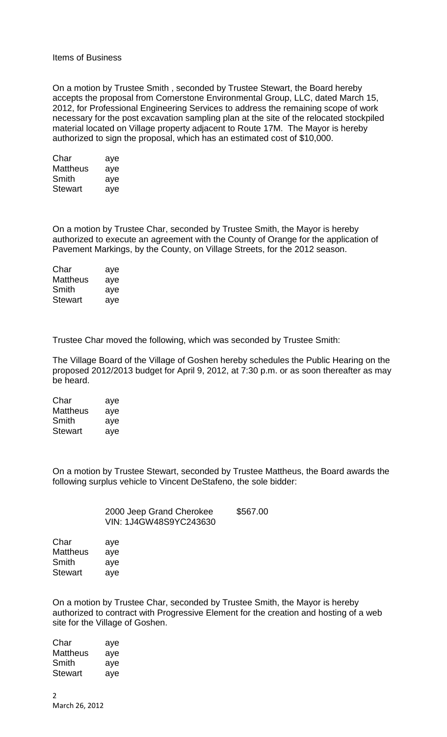Items of Business

On a motion by Trustee Smith , seconded by Trustee Stewart, the Board hereby accepts the proposal from Cornerstone Environmental Group, LLC, dated March 15, 2012, for Professional Engineering Services to address the remaining scope of work necessary for the post excavation sampling plan at the site of the relocated stockpiled material located on Village property adjacent to Route 17M. The Mayor is hereby authorized to sign the proposal, which has an estimated cost of $10,000.

| | |
|---|---|
| Char | aye |
| Mattheus | aye |
| Smith | aye |
| Stewart | aye |

On a motion by Trustee Char, seconded by Trustee Smith, the Mayor is hereby authorized to execute an agreement with the County of Orange for the application of Pavement Markings, by the County, on Village Streets, for the 2012 season.

| | |
|---|---|
| Char | aye |
| Mattheus | aye |
| Smith | aye |
| Stewart | aye |

Trustee Char moved the following, which was seconded by Trustee Smith:

The Village Board of the Village of Goshen hereby schedules the Public Hearing on the proposed 2012/2013 budget for April 9, 2012, at 7:30 p.m. or as soon thereafter as may be heard.

| | |
|---|---|
| Char | aye |
| Mattheus | aye |
| Smith | aye |
| Stewart | aye |

On a motion by Trustee Stewart, seconded by Trustee Mattheus, the Board awards the following surplus vehicle to Vincent DeStafeno, the sole bidder:

2000 Jeep Grand Cherokee $567.00
VIN: 1J4GW48S9YC243630

| | |
|---|---|
| Char | aye |
| Mattheus | aye |
| Smith | aye |
| Stewart | aye |

On a motion by Trustee Char, seconded by Trustee Smith, the Mayor is hereby authorized to contract with Progressive Element for the creation and hosting of a web site for the Village of Goshen.

| | |
|---|---|
| Char | aye |
| Mattheus | aye |
| Smith | aye |
| Stewart | aye |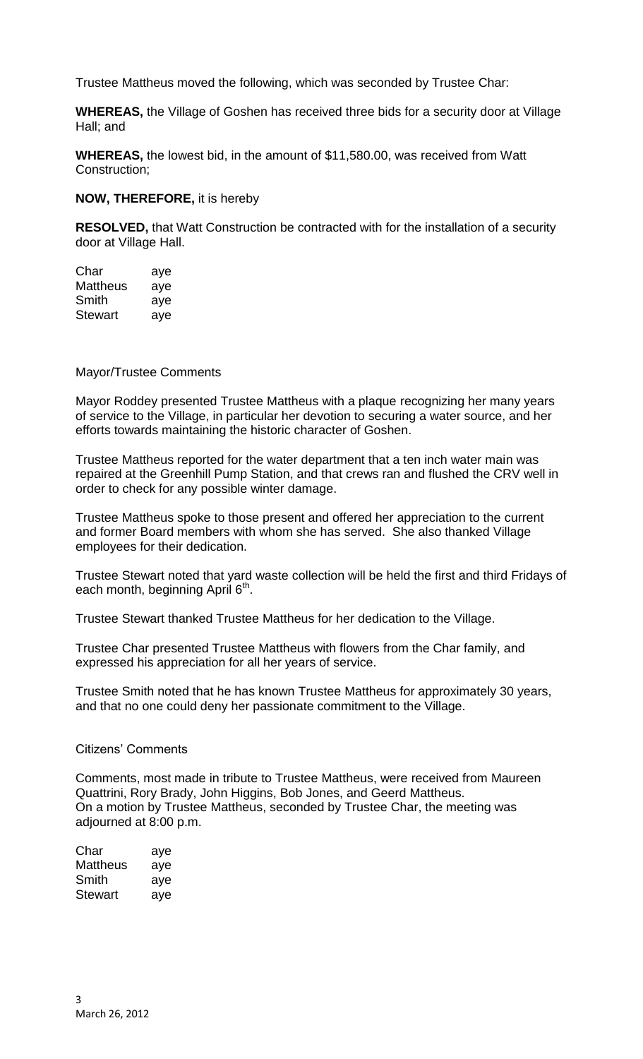Trustee Mattheus moved the following, which was seconded by Trustee Char:

**WHEREAS,** the Village of Goshen has received three bids for a security door at Village Hall; and

**WHEREAS,** the lowest bid, in the amount of $11,580.00, was received from Watt Construction;

**NOW, THEREFORE,** it is hereby

**RESOLVED,** that Watt Construction be contracted with for the installation of a security door at Village Hall.

| | |
|---|---|
| Char | aye |
| Mattheus | aye |
| Smith | aye |
| Stewart | aye |

Mayor/Trustee Comments

Mayor Roddey presented Trustee Mattheus with a plaque recognizing her many years of service to the Village, in particular her devotion to securing a water source, and her efforts towards maintaining the historic character of Goshen.

Trustee Mattheus reported for the water department that a ten inch water main was repaired at the Greenhill Pump Station, and that crews ran and flushed the CRV well in order to check for any possible winter damage.

Trustee Mattheus spoke to those present and offered her appreciation to the current and former Board members with whom she has served. She also thanked Village employees for their dedication.

Trustee Stewart noted that yard waste collection will be held the first and third Fridays of each month, beginning April 6th.

Trustee Stewart thanked Trustee Mattheus for her dedication to the Village.

Trustee Char presented Trustee Mattheus with flowers from the Char family, and expressed his appreciation for all her years of service.

Trustee Smith noted that he has known Trustee Mattheus for approximately 30 years, and that no one could deny her passionate commitment to the Village.

Citizens' Comments

Comments, most made in tribute to Trustee Mattheus, were received from Maureen Quattrini, Rory Brady, John Higgins, Bob Jones, and Geerd Mattheus.
On a motion by Trustee Mattheus, seconded by Trustee Char, the meeting was adjourned at 8:00 p.m.

| | |
|---|---|
| Char | aye |
| Mattheus | aye |
| Smith | aye |
| Stewart | aye |